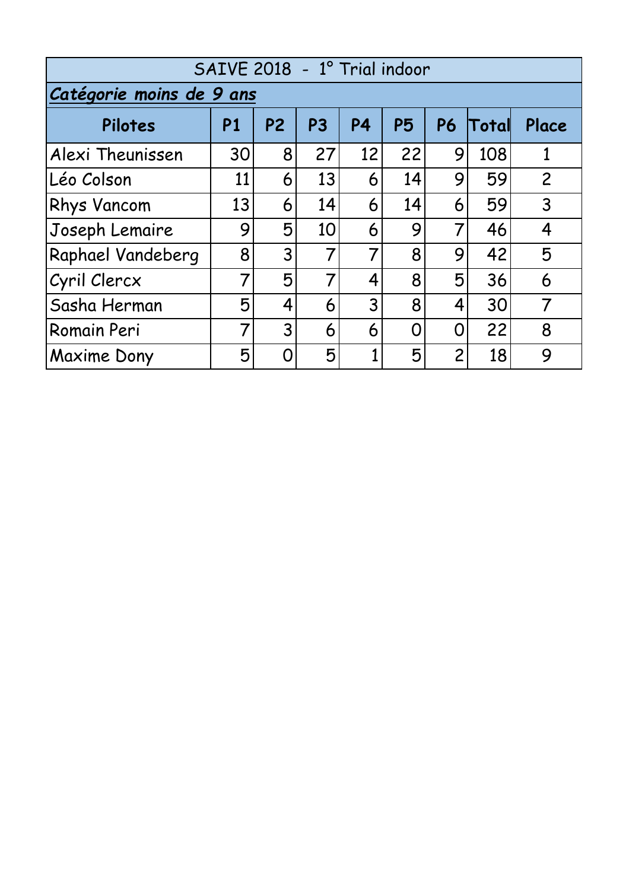| SAIVE 2018 - 1° Trial indoor | | | | | | | | |
|---|---|---|---|---|---|---|---|---|
| ***Catégorie moins de 9 ans*** | | | | | | | | |
| **Pilotes** | **P1** | **P2** | **P3** | **P4** | **P5** | **P6** | **Total** | **Place** |
| Alexi Theunissen | 30 | 8 | 27 | 12 | 22 | 9 | 108 | 1 |
| Léo Colson | 11 | 6 | 13 | 6 | 14 | 9 | 59 | 2 |
| Rhys Vancom | 13 | 6 | 14 | 6 | 14 | 6 | 59 | 3 |
| Joseph Lemaire | 9 | 5 | 10 | 6 | 9 | 7 | 46 | 4 |
| Raphael Vandeberg | 8 | 3 | 7 | 7 | 8 | 9 | 42 | 5 |
| Cyril Clercx | 7 | 5 | 7 | 4 | 8 | 5 | 36 | 6 |
| Sasha Herman | 5 | 4 | 6 | 3 | 8 | 4 | 30 | 7 |
| Romain Peri | 7 | 3 | 6 | 6 | 0 | 0 | 22 | 8 |
| Maxime Dony | 5 | 0 | 5 | 1 | 5 | 2 | 18 | 9 |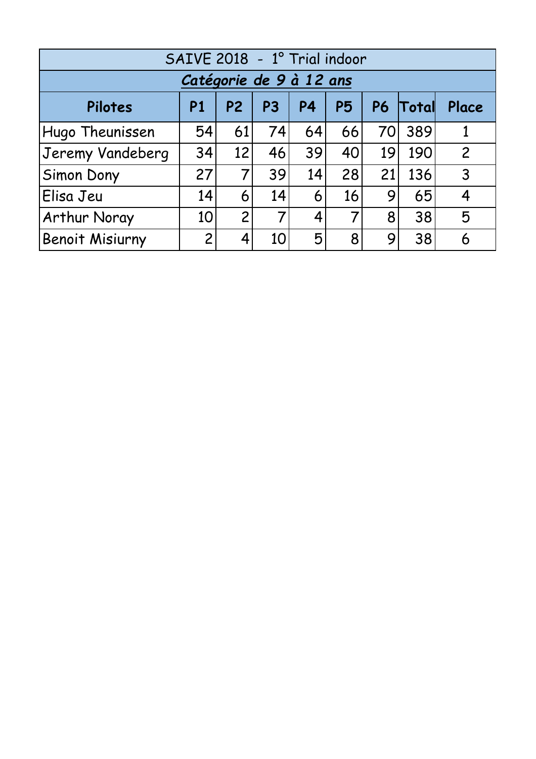| SAIVE 2018 - 1° Trial indoor | | | | | | | | |
|---|---|---|---|---|---|---|---|---|
| ***Catégorie de 9 à 12 ans*** | | | | | | | | |
| **Pilotes** | **P1** | **P2** | **P3** | **P4** | **P5** | **P6** | **Total** | **Place** |
| Hugo Theunissen | 54 | 61 | 74 | 64 | 66 | 70 | 389 | 1 |
| Jeremy Vandeberg | 34 | 12 | 46 | 39 | 40 | 19 | 190 | 2 |
| Simon Dony | 27 | 7 | 39 | 14 | 28 | 21 | 136 | 3 |
| Elisa Jeu | 14 | 6 | 14 | 6 | 16 | 9 | 65 | 4 |
| Arthur Noray | 10 | 2 | 7 | 4 | 7 | 8 | 38 | 5 |
| Benoit Misiurny | 2 | 4 | 10 | 5 | 8 | 9 | 38 | 6 |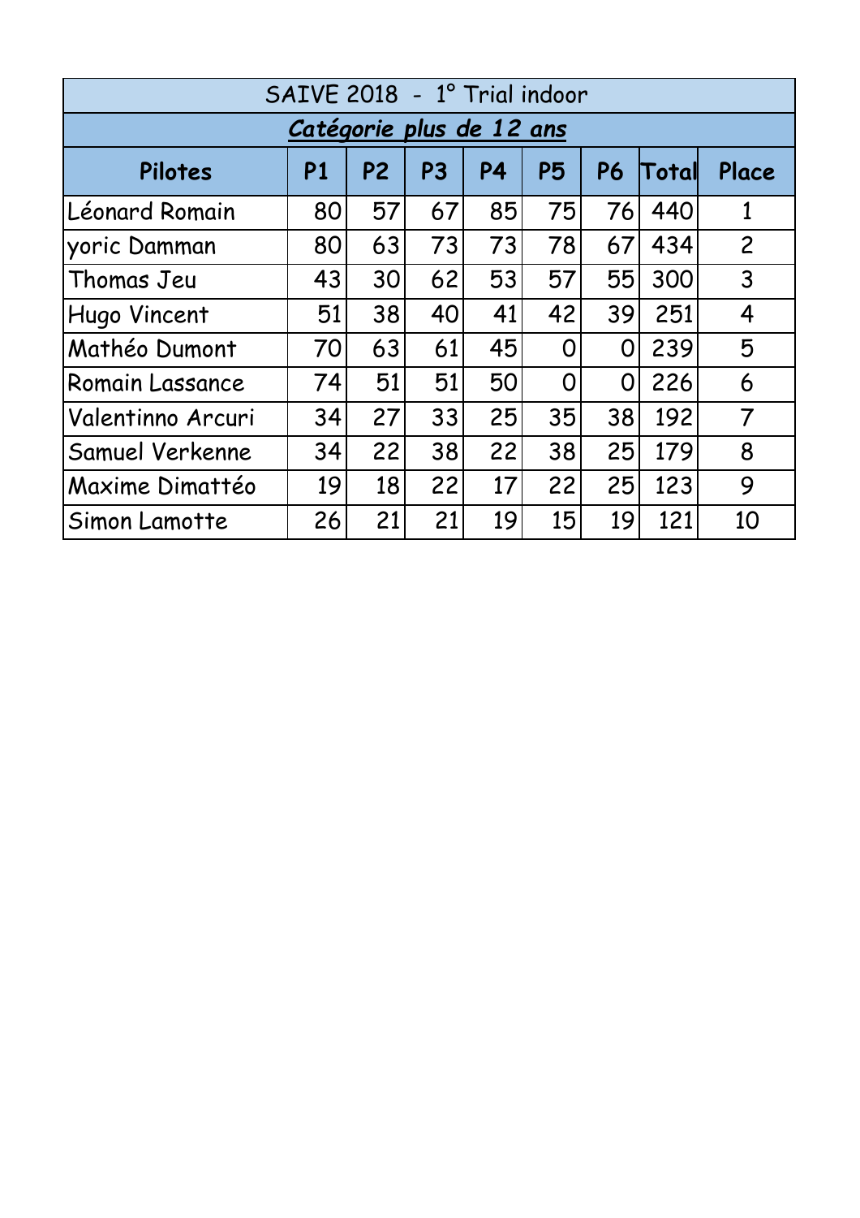| SAIVE 2018 - 1° Trial indoor | | | | | | | | |
|---|---|---|---|---|---|---|---|---|
| ***Catégorie plus de 12 ans*** | | | | | | | | |
| **Pilotes** | **P1** | **P2** | **P3** | **P4** | **P5** | **P6** | **Total** | **Place** |
| Léonard Romain | 80 | 57 | 67 | 85 | 75 | 76 | 440 | 1 |
| yoric Damman | 80 | 63 | 73 | 73 | 78 | 67 | 434 | 2 |
| Thomas Jeu | 43 | 30 | 62 | 53 | 57 | 55 | 300 | 3 |
| Hugo Vincent | 51 | 38 | 40 | 41 | 42 | 39 | 251 | 4 |
| Mathéo Dumont | 70 | 63 | 61 | 45 | 0 | 0 | 239 | 5 |
| Romain Lassance | 74 | 51 | 51 | 50 | 0 | 0 | 226 | 6 |
| Valentinno Arcuri | 34 | 27 | 33 | 25 | 35 | 38 | 192 | 7 |
| Samuel Verkenne | 34 | 22 | 38 | 22 | 38 | 25 | 179 | 8 |
| Maxime Dimattéo | 19 | 18 | 22 | 17 | 22 | 25 | 123 | 9 |
| Simon Lamotte | 26 | 21 | 21 | 19 | 15 | 19 | 121 | 10 |